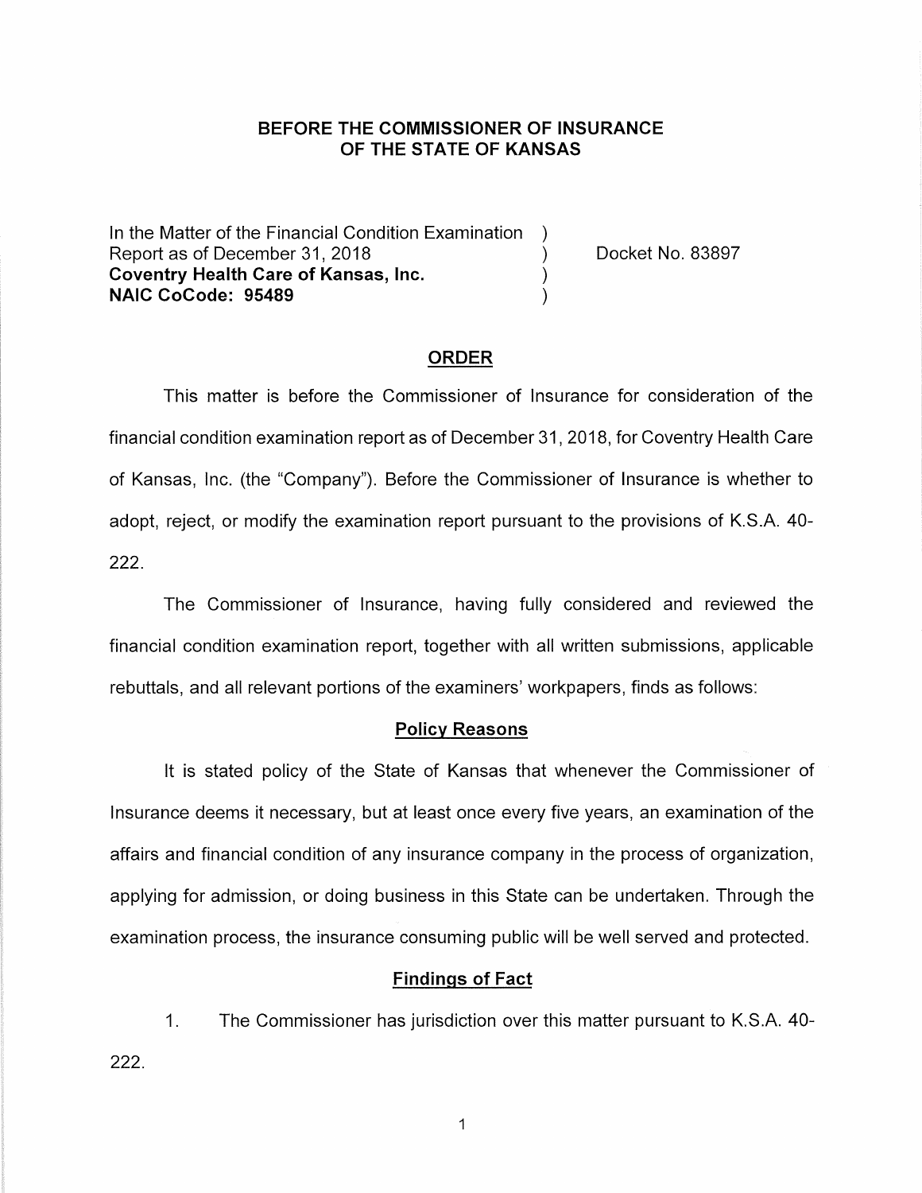# BEFORE THE COMMISSIONER OF INSURANCE OF THE STATE OF KANSAS

In the Matter of the Financial Condition Examination )
Report as of December 31, 2018 ) Docket No. 83897
**Coventry Health Care of Kansas, Inc.** )
**NAIC CoCode: 95489** )

## ORDER

This matter is before the Commissioner of Insurance for consideration of the financial condition examination report as of December 31, 2018, for Coventry Health Care of Kansas, Inc. (the "Company"). Before the Commissioner of Insurance is whether to adopt, reject, or modify the examination report pursuant to the provisions of K.S.A. 40-222.

The Commissioner of Insurance, having fully considered and reviewed the financial condition examination report, together with all written submissions, applicable rebuttals, and all relevant portions of the examiners' workpapers, finds as follows:

### Policy Reasons

It is stated policy of the State of Kansas that whenever the Commissioner of Insurance deems it necessary, but at least once every five years, an examination of the affairs and financial condition of any insurance company in the process of organization, applying for admission, or doing business in this State can be undertaken. Through the examination process, the insurance consuming public will be well served and protected.

### Findings of Fact

1. The Commissioner has jurisdiction over this matter pursuant to K.S.A. 40-222.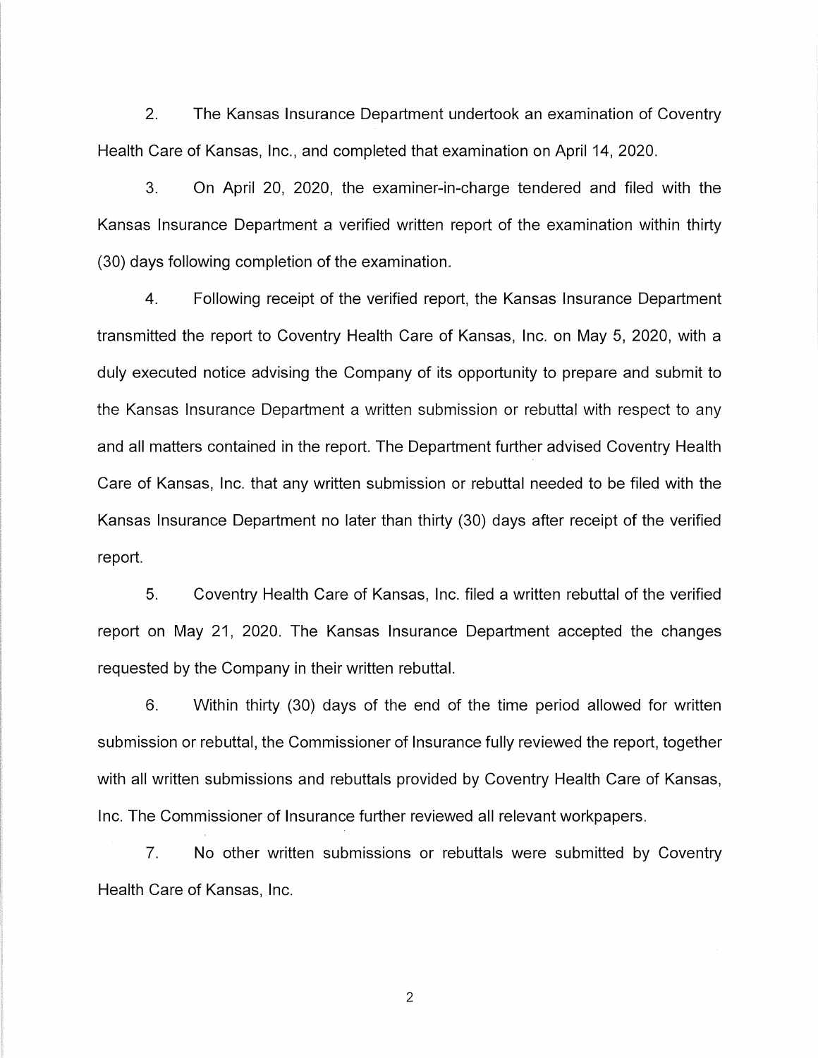2. The Kansas Insurance Department undertook an examination of Coventry Health Care of Kansas, Inc., and completed that examination on April 14, 2020.

3. On April 20, 2020, the examiner-in-charge tendered and filed with the Kansas Insurance Department a verified written report of the examination within thirty (30) days following completion of the examination.

4. Following receipt of the verified report, the Kansas Insurance Department transmitted the report to Coventry Health Care of Kansas, Inc. on May 5, 2020, with a duly executed notice advising the Company of its opportunity to prepare and submit to the Kansas Insurance Department a written submission or rebuttal with respect to any and all matters contained in the report. The Department further advised Coventry Health Care of Kansas, Inc. that any written submission or rebuttal needed to be filed with the Kansas Insurance Department no later than thirty (30) days after receipt of the verified report.

5. Coventry Health Care of Kansas, Inc. filed a written rebuttal of the verified report on May 21, 2020. The Kansas Insurance Department accepted the changes requested by the Company in their written rebuttal.

6. Within thirty (30) days of the end of the time period allowed for written submission or rebuttal, the Commissioner of Insurance fully reviewed the report, together with all written submissions and rebuttals provided by Coventry Health Care of Kansas, Inc. The Commissioner of Insurance further reviewed all relevant workpapers.

7. No other written submissions or rebuttals were submitted by Coventry Health Care of Kansas, Inc.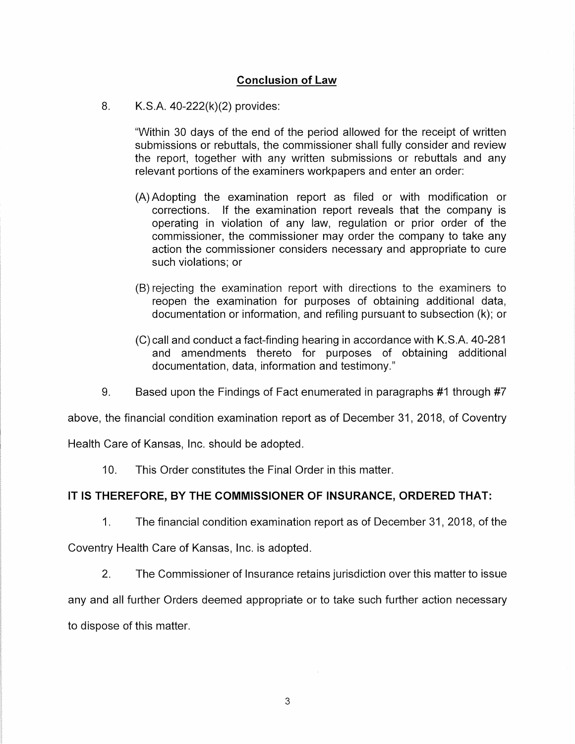## Conclusion of Law

8. K.S.A. 40-222(k)(2) provides:

> "Within 30 days of the end of the period allowed for the receipt of written submissions or rebuttals, the commissioner shall fully consider and review the report, together with any written submissions or rebuttals and any relevant portions of the examiners workpapers and enter an order:
>
> (A) Adopting the examination report as filed or with modification or corrections. If the examination report reveals that the company is operating in violation of any law, regulation or prior order of the commissioner, the commissioner may order the company to take any action the commissioner considers necessary and appropriate to cure such violations; or
>
> (B) rejecting the examination report with directions to the examiners to reopen the examination for purposes of obtaining additional data, documentation or information, and refiling pursuant to subsection (k); or
>
> (C) call and conduct a fact-finding hearing in accordance with K.S.A. 40-281 and amendments thereto for purposes of obtaining additional documentation, data, information and testimony."

9. Based upon the Findings of Fact enumerated in paragraphs #1 through #7 above, the financial condition examination report as of December 31, 2018, of Coventry Health Care of Kansas, Inc. should be adopted.

10. This Order constitutes the Final Order in this matter.

**IT IS THEREFORE, BY THE COMMISSIONER OF INSURANCE, ORDERED THAT:**

1. The financial condition examination report as of December 31, 2018, of the Coventry Health Care of Kansas, Inc. is adopted.

2. The Commissioner of Insurance retains jurisdiction over this matter to issue any and all further Orders deemed appropriate or to take such further action necessary to dispose of this matter.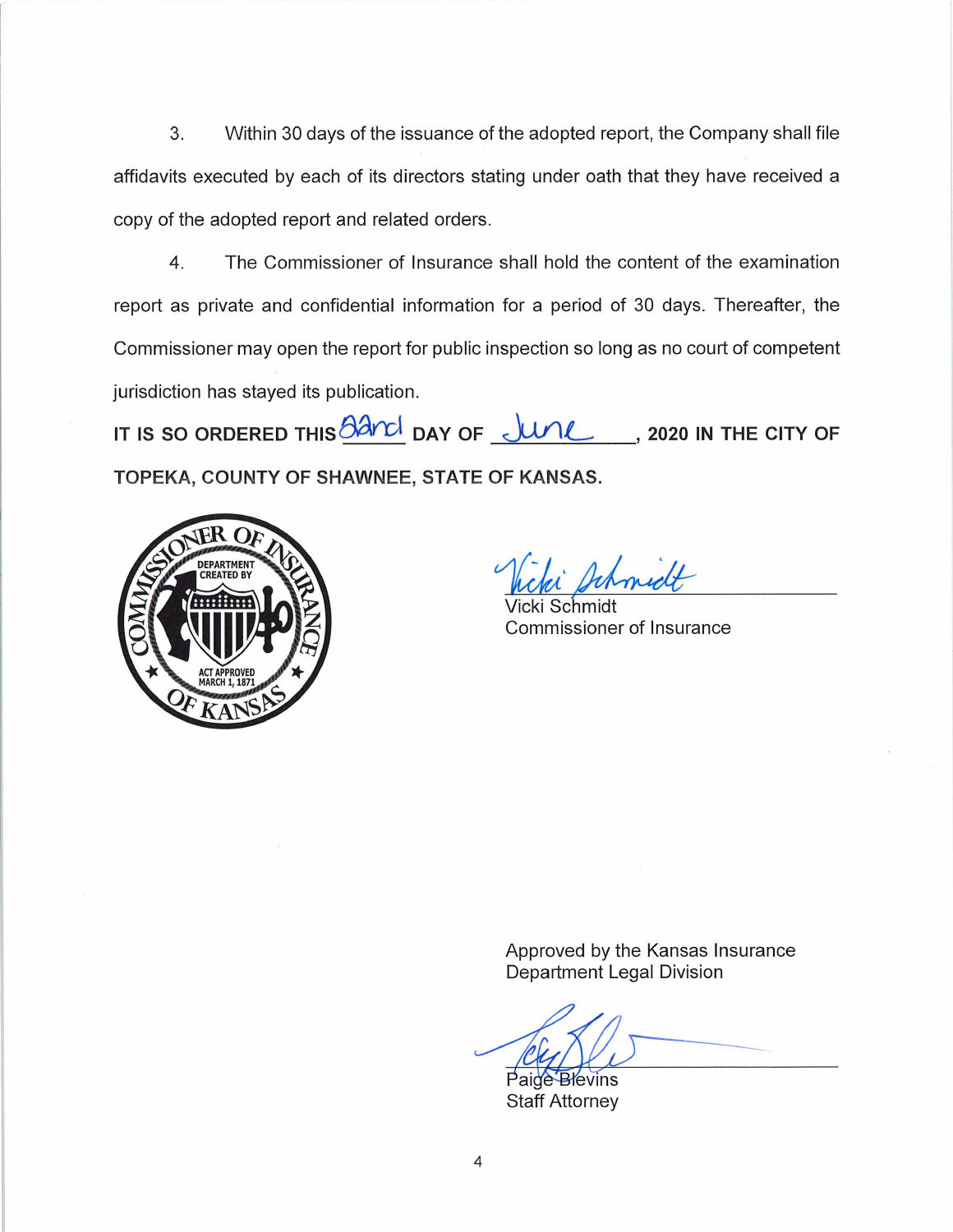3. Within 30 days of the issuance of the adopted report, the Company shall file affidavits executed by each of its directors stating under oath that they have received a copy of the adopted report and related orders.

4. The Commissioner of Insurance shall hold the content of the examination report as private and confidential information for a period of 30 days. Thereafter, the Commissioner may open the report for public inspection so long as no court of competent jurisdiction has stayed its publication.

**IT IS SO ORDERED THIS 22nd DAY OF June, 2020 IN THE CITY OF TOPEKA, COUNTY OF SHAWNEE, STATE OF KANSAS.**

COMMISSIONER OF INSURANCE OF KANSAS
DEPARTMENT CREATED BY ACT APPROVED MARCH 1, 1871

Vicki Schmidt
Commissioner of Insurance

Approved by the Kansas Insurance Department Legal Division

Paige Blevins
Staff Attorney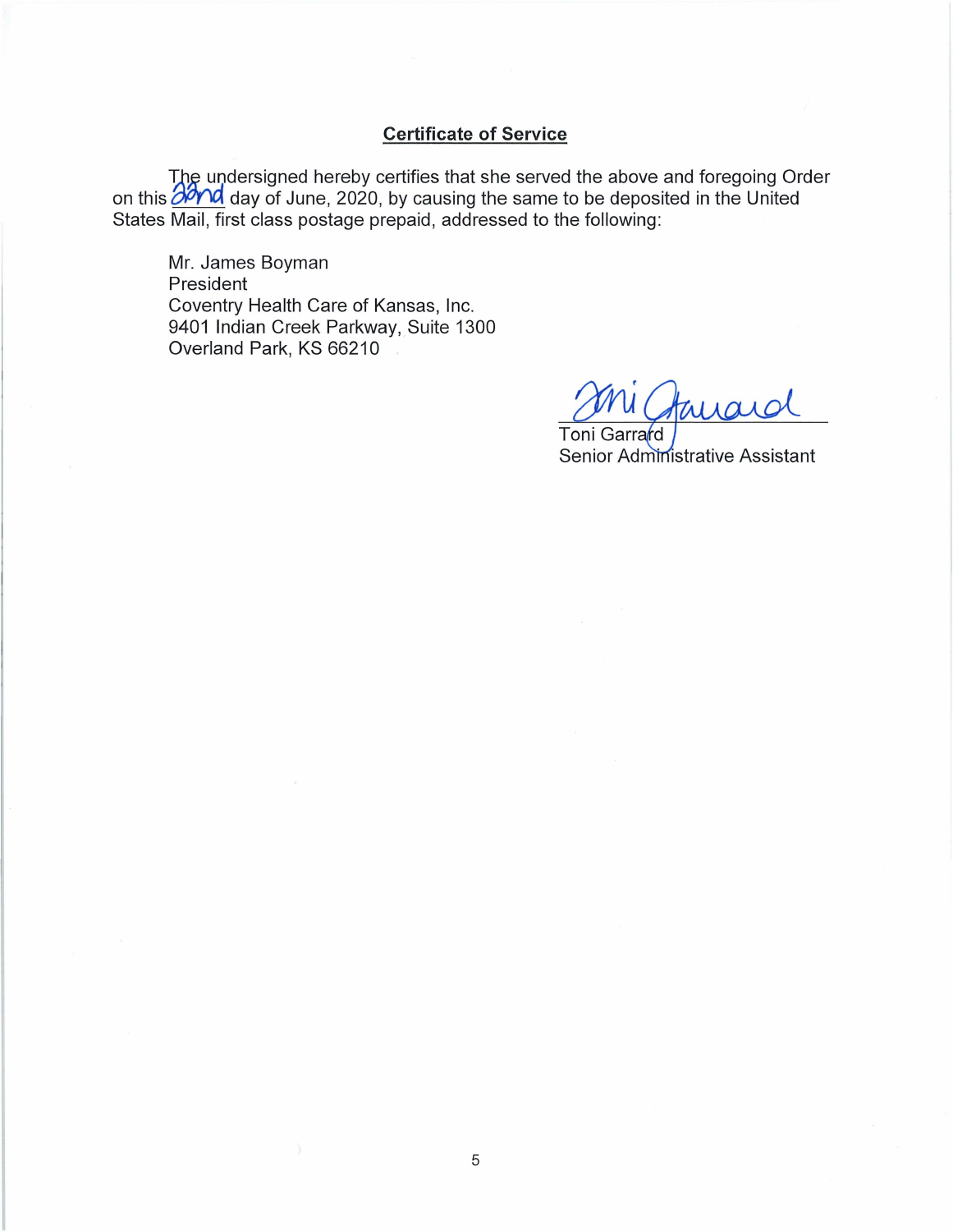**Certificate of Service**

The undersigned hereby certifies that she served the above and foregoing Order on this 22nd day of June, 2020, by causing the same to be deposited in the United States Mail, first class postage prepaid, addressed to the following:

Mr. James Boyman
President
Coventry Health Care of Kansas, Inc.
9401 Indian Creek Parkway, Suite 1300
Overland Park, KS 66210

Toni Garrard
Senior Administrative Assistant